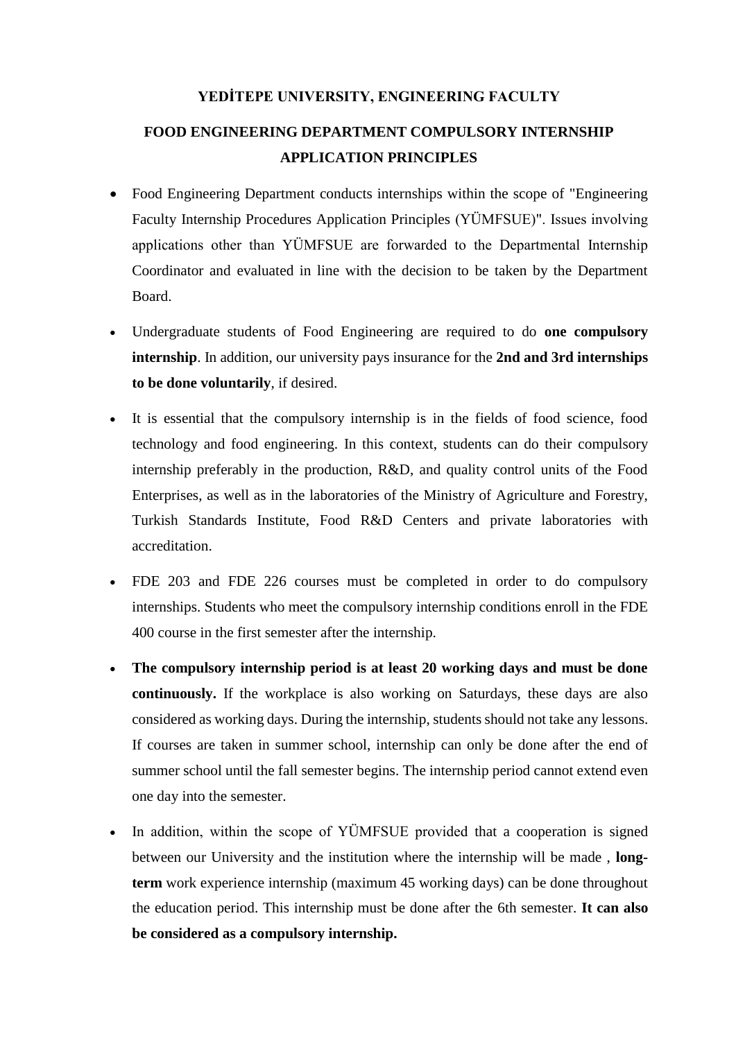# YEDİTEPE UNIVERSITY, ENGINEERING FACULTY

## FOOD ENGINEERING DEPARTMENT COMPULSORY INTERNSHIP APPLICATION PRINCIPLES

- Food Engineering Department conducts internships within the scope of "Engineering Faculty Internship Procedures Application Principles (YÜMFSUE)". Issues involving applications other than YÜMFSUE are forwarded to the Departmental Internship Coordinator and evaluated in line with the decision to be taken by the Department Board.
- Undergraduate students of Food Engineering are required to do **one compulsory internship**. In addition, our university pays insurance for the **2nd and 3rd internships to be done voluntarily**, if desired.
- It is essential that the compulsory internship is in the fields of food science, food technology and food engineering. In this context, students can do their compulsory internship preferably in the production, R&D, and quality control units of the Food Enterprises, as well as in the laboratories of the Ministry of Agriculture and Forestry, Turkish Standards Institute, Food R&D Centers and private laboratories with accreditation.
- FDE 203 and FDE 226 courses must be completed in order to do compulsory internships. Students who meet the compulsory internship conditions enroll in the FDE 400 course in the first semester after the internship.
- **The compulsory internship period is at least 20 working days and must be done continuously.** If the workplace is also working on Saturdays, these days are also considered as working days. During the internship, students should not take any lessons. If courses are taken in summer school, internship can only be done after the end of summer school until the fall semester begins. The internship period cannot extend even one day into the semester.
- In addition, within the scope of YÜMFSUE provided that a cooperation is signed between our University and the institution where the internship will be made , **long-term** work experience internship (maximum 45 working days) can be done throughout the education period. This internship must be done after the 6th semester. **It can also be considered as a compulsory internship.**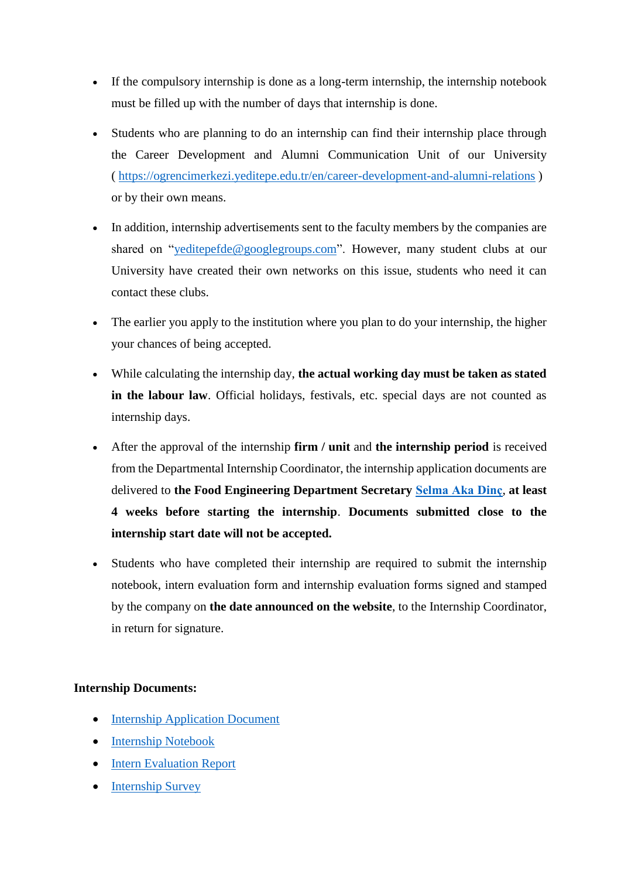- If the compulsory internship is done as a long-term internship, the internship notebook must be filled up with the number of days that internship is done.
- Students who are planning to do an internship can find their internship place through the Career Development and Alumni Communication Unit of our University ( https://ogrencimerkezi.yeditepe.edu.tr/en/career-development-and-alumni-relations ) or by their own means.
- In addition, internship advertisements sent to the faculty members by the companies are shared on "yeditepefde@googlegroups.com". However, many student clubs at our University have created their own networks on this issue, students who need it can contact these clubs.
- The earlier you apply to the institution where you plan to do your internship, the higher your chances of being accepted.
- While calculating the internship day, **the actual working day must be taken as stated in the labour law**. Official holidays, festivals, etc. special days are not counted as internship days.
- After the approval of the internship **firm / unit** and **the internship period** is received from the Departmental Internship Coordinator, the internship application documents are delivered to **the Food Engineering Department Secretary Selma Aka Dinç**, **at least 4 weeks before starting the internship**. **Documents submitted close to the internship start date will not be accepted.**
- Students who have completed their internship are required to submit the internship notebook, intern evaluation form and internship evaluation forms signed and stamped by the company on **the date announced on the website**, to the Internship Coordinator, in return for signature.

**Internship Documents:**

- Internship Application Document
- Internship Notebook
- Intern Evaluation Report
- Internship Survey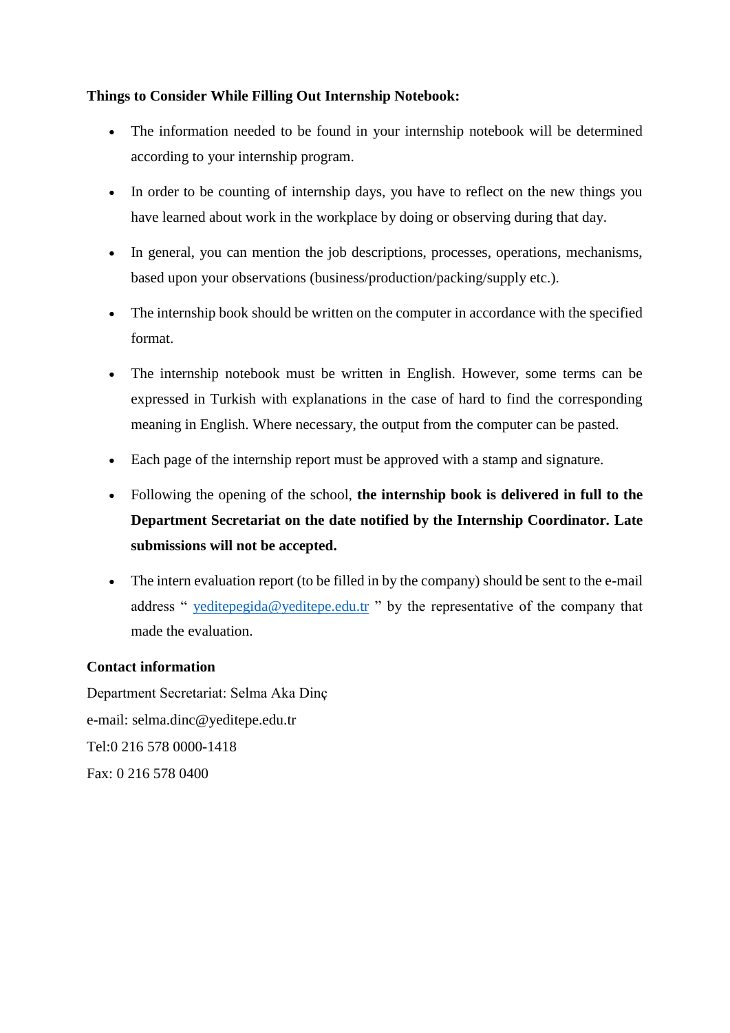**Things to Consider While Filling Out Internship Notebook:**

- The information needed to be found in your internship notebook will be determined according to your internship program.
- In order to be counting of internship days, you have to reflect on the new things you have learned about work in the workplace by doing or observing during that day.
- In general, you can mention the job descriptions, processes, operations, mechanisms, based upon your observations (business/production/packing/supply etc.).
- The internship book should be written on the computer in accordance with the specified format.
- The internship notebook must be written in English. However, some terms can be expressed in Turkish with explanations in the case of hard to find the corresponding meaning in English. Where necessary, the output from the computer can be pasted.
- Each page of the internship report must be approved with a stamp and signature.
- Following the opening of the school, **the internship book is delivered in full to the Department Secretariat on the date notified by the Internship Coordinator. Late submissions will not be accepted.**
- The intern evaluation report (to be filled in by the company) should be sent to the e-mail address " yeditepegida@yeditepe.edu.tr " by the representative of the company that made the evaluation.

**Contact information**

Department Secretariat: Selma Aka Dinç

e-mail: selma.dinc@yeditepe.edu.tr

Tel:0 216 578 0000-1418

Fax: 0 216 578 0400